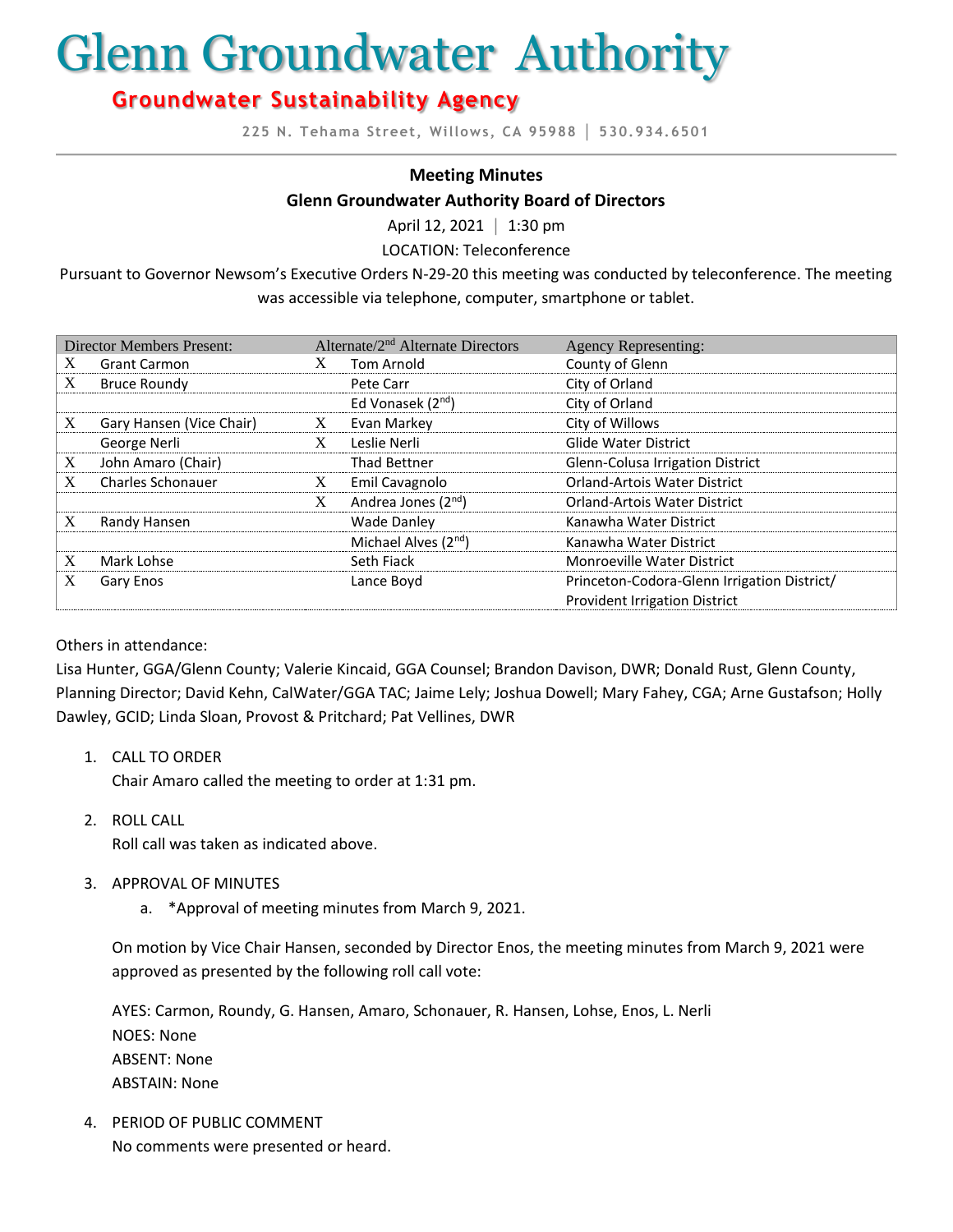# Glenn Groundwater Authority

## Groundwater Sustainability Agency

225 N. Tehama Street, Willows, CA 95988 | 530.934.6501

**Meeting Minutes**

**Glenn Groundwater Authority Board of Directors**

April 12, 2021 | 1:30 pm

LOCATION: Teleconference

Pursuant to Governor Newsom's Executive Orders N-29-20 this meeting was conducted by teleconference. The meeting was accessible via telephone, computer, smartphone or tablet.

| Director Members Present: | | Alternate/2nd Alternate Directors | | Agency Representing: |
|---|---|---|---|---|
| X | Grant Carmon | X | Tom Arnold | County of Glenn |
| X | Bruce Roundy | | Pete Carr | City of Orland |
| | | | Ed Vonasek (2nd) | City of Orland |
| X | Gary Hansen (Vice Chair) | X | Evan Markey | City of Willows |
| | George Nerli | X | Leslie Nerli | Glide Water District |
| X | John Amaro (Chair) | | Thad Bettner | Glenn-Colusa Irrigation District |
| X | Charles Schonauer | X | Emil Cavagnolo | Orland-Artois Water District |
| | | X | Andrea Jones (2nd) | Orland-Artois Water District |
| X | Randy Hansen | | Wade Danley | Kanawha Water District |
| | | | Michael Alves (2nd) | Kanawha Water District |
| X | Mark Lohse | | Seth Fiack | Monroeville Water District |
| X | Gary Enos | | Lance Boyd | Princeton-Codora-Glenn Irrigation District/ Provident Irrigation District |

Others in attendance:

Lisa Hunter, GGA/Glenn County; Valerie Kincaid, GGA Counsel; Brandon Davison, DWR; Donald Rust, Glenn County, Planning Director; David Kehn, CalWater/GGA TAC; Jaime Lely; Joshua Dowell; Mary Fahey, CGA; Arne Gustafson; Holly Dawley, GCID; Linda Sloan, Provost & Pritchard; Pat Vellines, DWR

1. CALL TO ORDER
   Chair Amaro called the meeting to order at 1:31 pm.

2. ROLL CALL
   Roll call was taken as indicated above.

3. APPROVAL OF MINUTES
   a. *Approval of meeting minutes from March 9, 2021.

   On motion by Vice Chair Hansen, seconded by Director Enos, the meeting minutes from March 9, 2021 were approved as presented by the following roll call vote:

   AYES: Carmon, Roundy, G. Hansen, Amaro, Schonauer, R. Hansen, Lohse, Enos, L. Nerli
   NOES: None
   ABSENT: None
   ABSTAIN: None

4. PERIOD OF PUBLIC COMMENT
   No comments were presented or heard.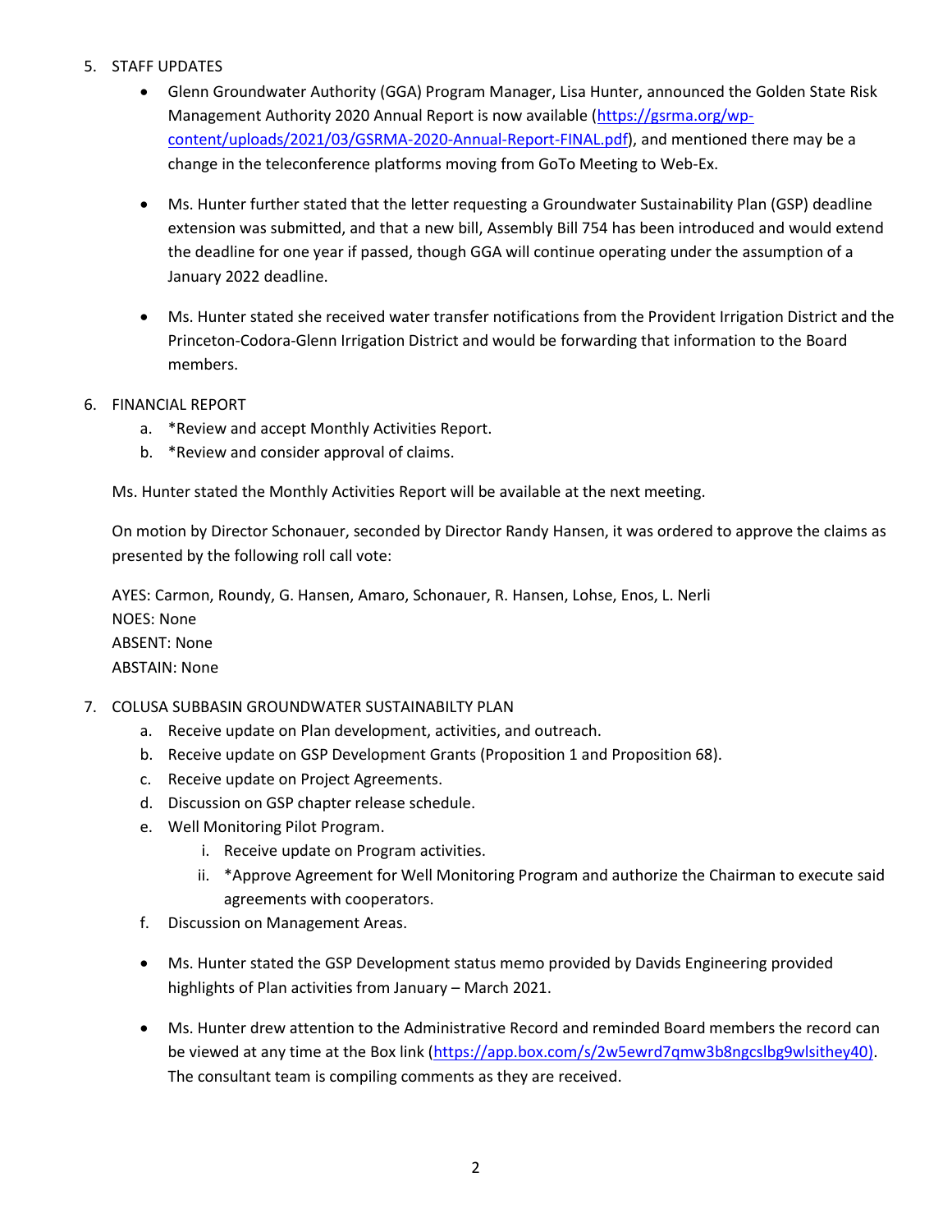5. STAFF UPDATES
   - Glenn Groundwater Authority (GGA) Program Manager, Lisa Hunter, announced the Golden State Risk Management Authority 2020 Annual Report is now available (https://gsrma.org/wp-content/uploads/2021/03/GSRMA-2020-Annual-Report-FINAL.pdf), and mentioned there may be a change in the teleconference platforms moving from GoTo Meeting to Web-Ex.

   - Ms. Hunter further stated that the letter requesting a Groundwater Sustainability Plan (GSP) deadline extension was submitted, and that a new bill, Assembly Bill 754 has been introduced and would extend the deadline for one year if passed, though GGA will continue operating under the assumption of a January 2022 deadline.

   - Ms. Hunter stated she received water transfer notifications from the Provident Irrigation District and the Princeton-Codora-Glenn Irrigation District and would be forwarding that information to the Board members.

6. FINANCIAL REPORT
   a. *Review and accept Monthly Activities Report.
   b. *Review and consider approval of claims.

   Ms. Hunter stated the Monthly Activities Report will be available at the next meeting.

   On motion by Director Schonauer, seconded by Director Randy Hansen, it was ordered to approve the claims as presented by the following roll call vote:

   AYES: Carmon, Roundy, G. Hansen, Amaro, Schonauer, R. Hansen, Lohse, Enos, L. Nerli
   NOES: None
   ABSENT: None
   ABSTAIN: None

7. COLUSA SUBBASIN GROUNDWATER SUSTAINABILTY PLAN
   a. Receive update on Plan development, activities, and outreach.
   b. Receive update on GSP Development Grants (Proposition 1 and Proposition 68).
   c. Receive update on Project Agreements.
   d. Discussion on GSP chapter release schedule.
   e. Well Monitoring Pilot Program.
      i. Receive update on Program activities.
      ii. *Approve Agreement for Well Monitoring Program and authorize the Chairman to execute said agreements with cooperators.
   f. Discussion on Management Areas.

   - Ms. Hunter stated the GSP Development status memo provided by Davids Engineering provided highlights of Plan activities from January – March 2021.

   - Ms. Hunter drew attention to the Administrative Record and reminded Board members the record can be viewed at any time at the Box link (https://app.box.com/s/2w5ewrd7qmw3b8ngcslbg9wlsithey40). The consultant team is compiling comments as they are received.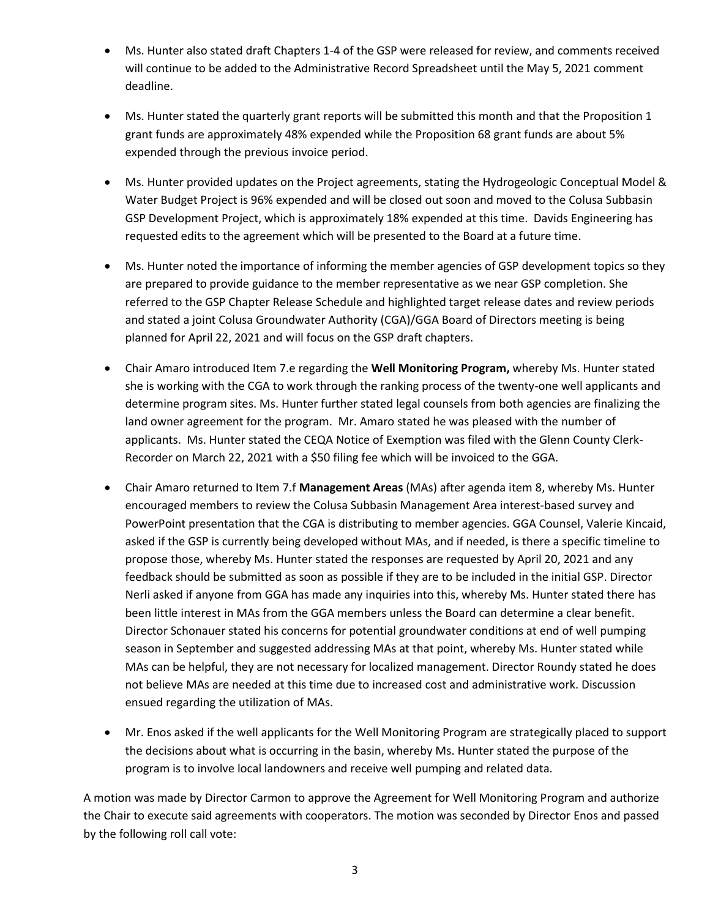- Ms. Hunter also stated draft Chapters 1-4 of the GSP were released for review, and comments received will continue to be added to the Administrative Record Spreadsheet until the May 5, 2021 comment deadline.

- Ms. Hunter stated the quarterly grant reports will be submitted this month and that the Proposition 1 grant funds are approximately 48% expended while the Proposition 68 grant funds are about 5% expended through the previous invoice period.

- Ms. Hunter provided updates on the Project agreements, stating the Hydrogeologic Conceptual Model & Water Budget Project is 96% expended and will be closed out soon and moved to the Colusa Subbasin GSP Development Project, which is approximately 18% expended at this time. Davids Engineering has requested edits to the agreement which will be presented to the Board at a future time.

- Ms. Hunter noted the importance of informing the member agencies of GSP development topics so they are prepared to provide guidance to the member representative as we near GSP completion. She referred to the GSP Chapter Release Schedule and highlighted target release dates and review periods and stated a joint Colusa Groundwater Authority (CGA)/GGA Board of Directors meeting is being planned for April 22, 2021 and will focus on the GSP draft chapters.

- Chair Amaro introduced Item 7.e regarding the **Well Monitoring Program,** whereby Ms. Hunter stated she is working with the CGA to work through the ranking process of the twenty-one well applicants and determine program sites. Ms. Hunter further stated legal counsels from both agencies are finalizing the land owner agreement for the program. Mr. Amaro stated he was pleased with the number of applicants. Ms. Hunter stated the CEQA Notice of Exemption was filed with the Glenn County Clerk-Recorder on March 22, 2021 with a $50 filing fee which will be invoiced to the GGA.

- Chair Amaro returned to Item 7.f **Management Areas** (MAs) after agenda item 8, whereby Ms. Hunter encouraged members to review the Colusa Subbasin Management Area interest-based survey and PowerPoint presentation that the CGA is distributing to member agencies. GGA Counsel, Valerie Kincaid, asked if the GSP is currently being developed without MAs, and if needed, is there a specific timeline to propose those, whereby Ms. Hunter stated the responses are requested by April 20, 2021 and any feedback should be submitted as soon as possible if they are to be included in the initial GSP. Director Nerli asked if anyone from GGA has made any inquiries into this, whereby Ms. Hunter stated there has been little interest in MAs from the GGA members unless the Board can determine a clear benefit. Director Schonauer stated his concerns for potential groundwater conditions at end of well pumping season in September and suggested addressing MAs at that point, whereby Ms. Hunter stated while MAs can be helpful, they are not necessary for localized management. Director Roundy stated he does not believe MAs are needed at this time due to increased cost and administrative work. Discussion ensued regarding the utilization of MAs.

- Mr. Enos asked if the well applicants for the Well Monitoring Program are strategically placed to support the decisions about what is occurring in the basin, whereby Ms. Hunter stated the purpose of the program is to involve local landowners and receive well pumping and related data.

A motion was made by Director Carmon to approve the Agreement for Well Monitoring Program and authorize the Chair to execute said agreements with cooperators. The motion was seconded by Director Enos and passed by the following roll call vote: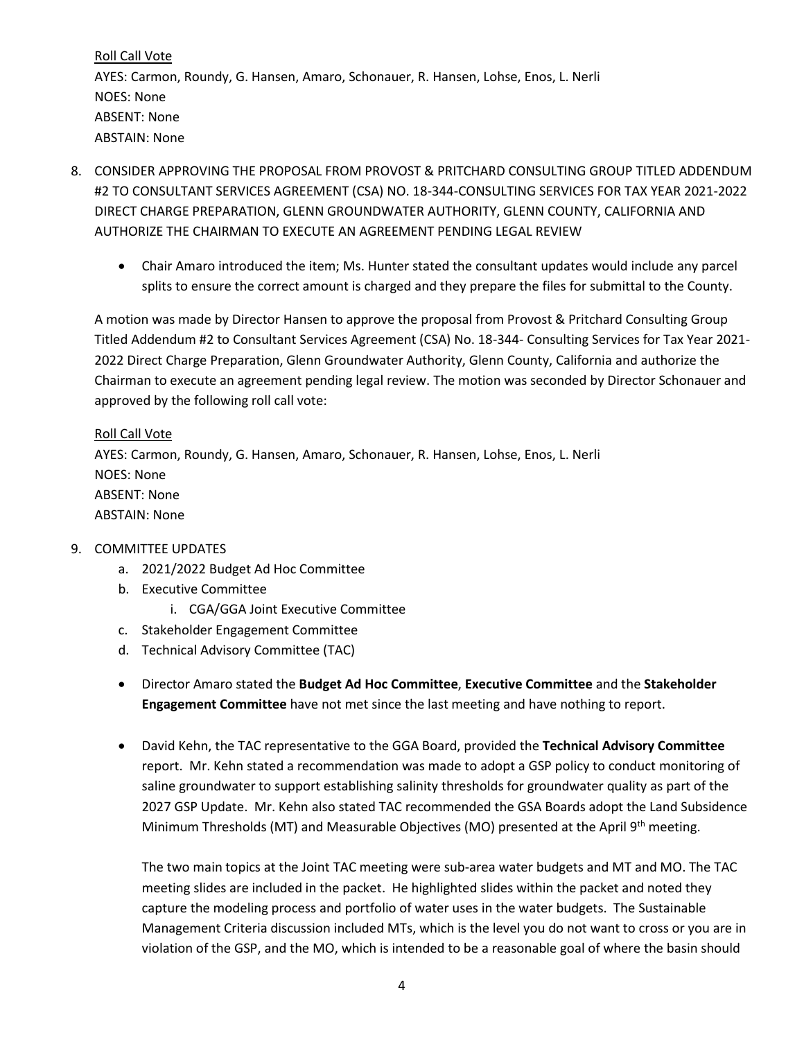Roll Call Vote

AYES: Carmon, Roundy, G. Hansen, Amaro, Schonauer, R. Hansen, Lohse, Enos, L. Nerli
NOES: None
ABSENT: None
ABSTAIN: None

8. CONSIDER APPROVING THE PROPOSAL FROM PROVOST & PRITCHARD CONSULTING GROUP TITLED ADDENDUM #2 TO CONSULTANT SERVICES AGREEMENT (CSA) NO. 18-344-CONSULTING SERVICES FOR TAX YEAR 2021-2022 DIRECT CHARGE PREPARATION, GLENN GROUNDWATER AUTHORITY, GLENN COUNTY, CALIFORNIA AND AUTHORIZE THE CHAIRMAN TO EXECUTE AN AGREEMENT PENDING LEGAL REVIEW

   - Chair Amaro introduced the item; Ms. Hunter stated the consultant updates would include any parcel splits to ensure the correct amount is charged and they prepare the files for submittal to the County.

   A motion was made by Director Hansen to approve the proposal from Provost & Pritchard Consulting Group Titled Addendum #2 to Consultant Services Agreement (CSA) No. 18-344- Consulting Services for Tax Year 2021-2022 Direct Charge Preparation, Glenn Groundwater Authority, Glenn County, California and authorize the Chairman to execute an agreement pending legal review. The motion was seconded by Director Schonauer and approved by the following roll call vote:

   Roll Call Vote

   AYES: Carmon, Roundy, G. Hansen, Amaro, Schonauer, R. Hansen, Lohse, Enos, L. Nerli
   NOES: None
   ABSENT: None
   ABSTAIN: None

9. COMMITTEE UPDATES
   a. 2021/2022 Budget Ad Hoc Committee
   b. Executive Committee
      i. CGA/GGA Joint Executive Committee
   c. Stakeholder Engagement Committee
   d. Technical Advisory Committee (TAC)

   - Director Amaro stated the **Budget Ad Hoc Committee**, **Executive Committee** and the **Stakeholder Engagement Committee** have not met since the last meeting and have nothing to report.

   - David Kehn, the TAC representative to the GGA Board, provided the **Technical Advisory Committee** report. Mr. Kehn stated a recommendation was made to adopt a GSP policy to conduct monitoring of saline groundwater to support establishing salinity thresholds for groundwater quality as part of the 2027 GSP Update. Mr. Kehn also stated TAC recommended the GSA Boards adopt the Land Subsidence Minimum Thresholds (MT) and Measurable Objectives (MO) presented at the April 9th meeting.

     The two main topics at the Joint TAC meeting were sub-area water budgets and MT and MO. The TAC meeting slides are included in the packet. He highlighted slides within the packet and noted they capture the modeling process and portfolio of water uses in the water budgets. The Sustainable Management Criteria discussion included MTs, which is the level you do not want to cross or you are in violation of the GSP, and the MO, which is intended to be a reasonable goal of where the basin should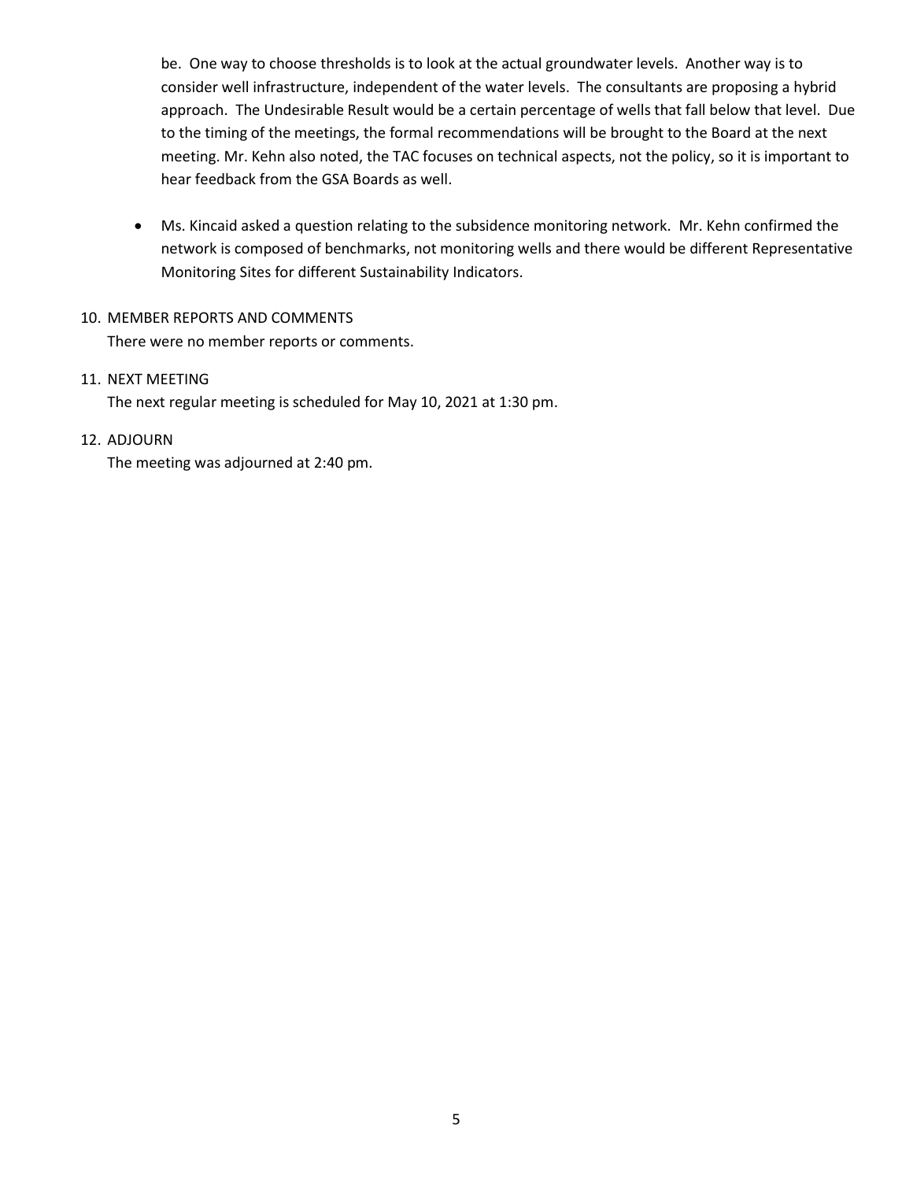be. One way to choose thresholds is to look at the actual groundwater levels. Another way is to consider well infrastructure, independent of the water levels. The consultants are proposing a hybrid approach. The Undesirable Result would be a certain percentage of wells that fall below that level. Due to the timing of the meetings, the formal recommendations will be brought to the Board at the next meeting. Mr. Kehn also noted, the TAC focuses on technical aspects, not the policy, so it is important to hear feedback from the GSA Boards as well.

- Ms. Kincaid asked a question relating to the subsidence monitoring network. Mr. Kehn confirmed the network is composed of benchmarks, not monitoring wells and there would be different Representative Monitoring Sites for different Sustainability Indicators.

10. MEMBER REPORTS AND COMMENTS

    There were no member reports or comments.

11. NEXT MEETING

    The next regular meeting is scheduled for May 10, 2021 at 1:30 pm.

12. ADJOURN

    The meeting was adjourned at 2:40 pm.